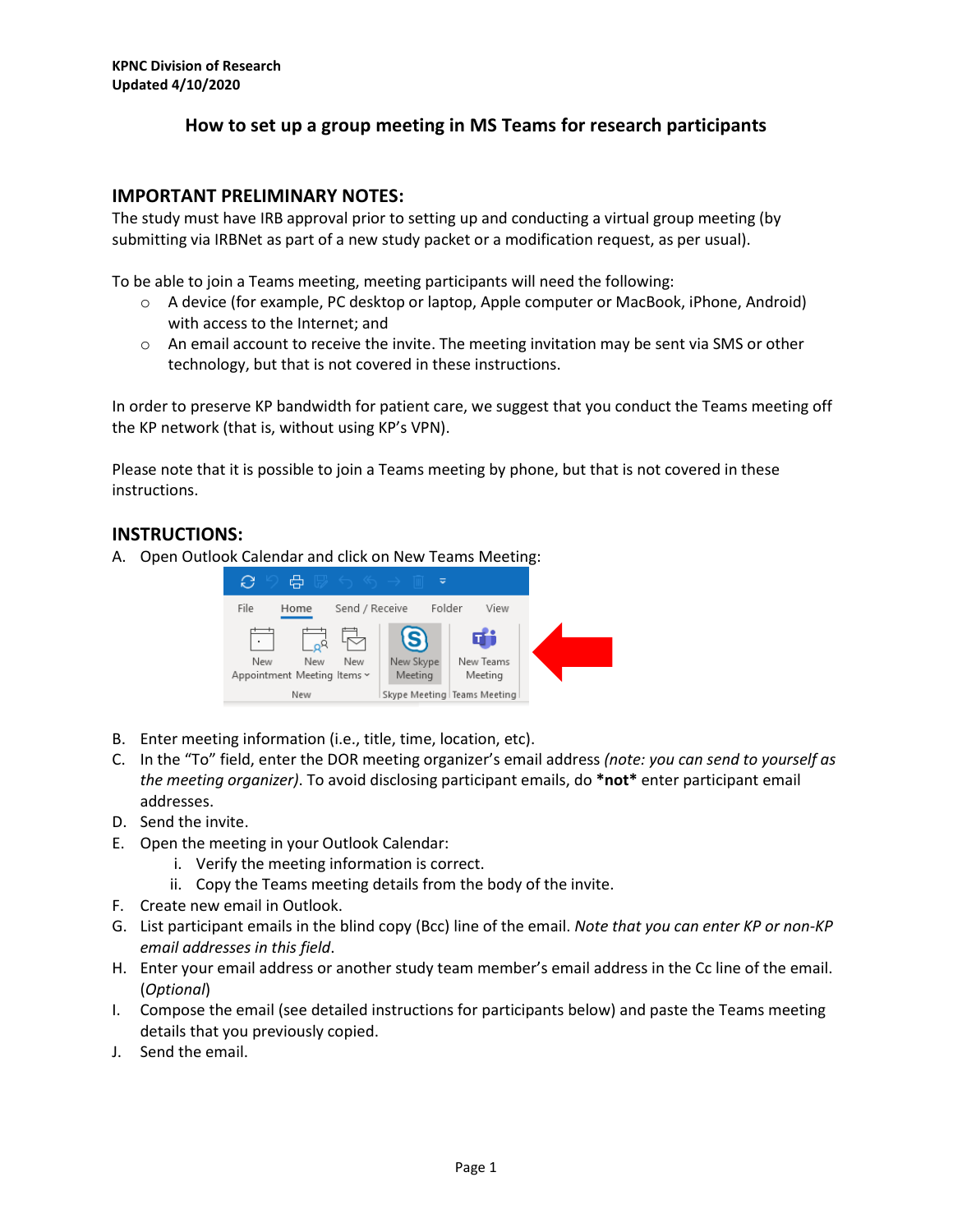KPNC Division of Research
Updated 4/10/2020

# How to set up a group meeting in MS Teams for research participants

## IMPORTANT PRELIMINARY NOTES:

The study must have IRB approval prior to setting up and conducting a virtual group meeting (by submitting via IRBNet as part of a new study packet or a modification request, as per usual).

To be able to join a Teams meeting, meeting participants will need the following:

- A device (for example, PC desktop or laptop, Apple computer or MacBook, iPhone, Android) with access to the Internet; and
- An email account to receive the invite. The meeting invitation may be sent via SMS or other technology, but that is not covered in these instructions.

In order to preserve KP bandwidth for patient care, we suggest that you conduct the Teams meeting off the KP network (that is, without using KP's VPN).

Please note that it is possible to join a Teams meeting by phone, but that is not covered in these instructions.

## INSTRUCTIONS:

A. Open Outlook Calendar and click on New Teams Meeting:

B. Enter meeting information (i.e., title, time, location, etc).

C. In the "To" field, enter the DOR meeting organizer's email address *(note: you can send to yourself as the meeting organizer)*. To avoid disclosing participant emails, do ***not*** enter participant email addresses.

D. Send the invite.

E. Open the meeting in your Outlook Calendar:

   i. Verify the meeting information is correct.

   ii. Copy the Teams meeting details from the body of the invite.

F. Create new email in Outlook.

G. List participant emails in the blind copy (Bcc) line of the email. *Note that you can enter KP or non-KP email addresses in this field*.

H. Enter your email address or another study team member's email address in the Cc line of the email. (*Optional*)

I. Compose the email (see detailed instructions for participants below) and paste the Teams meeting details that you previously copied.

J. Send the email.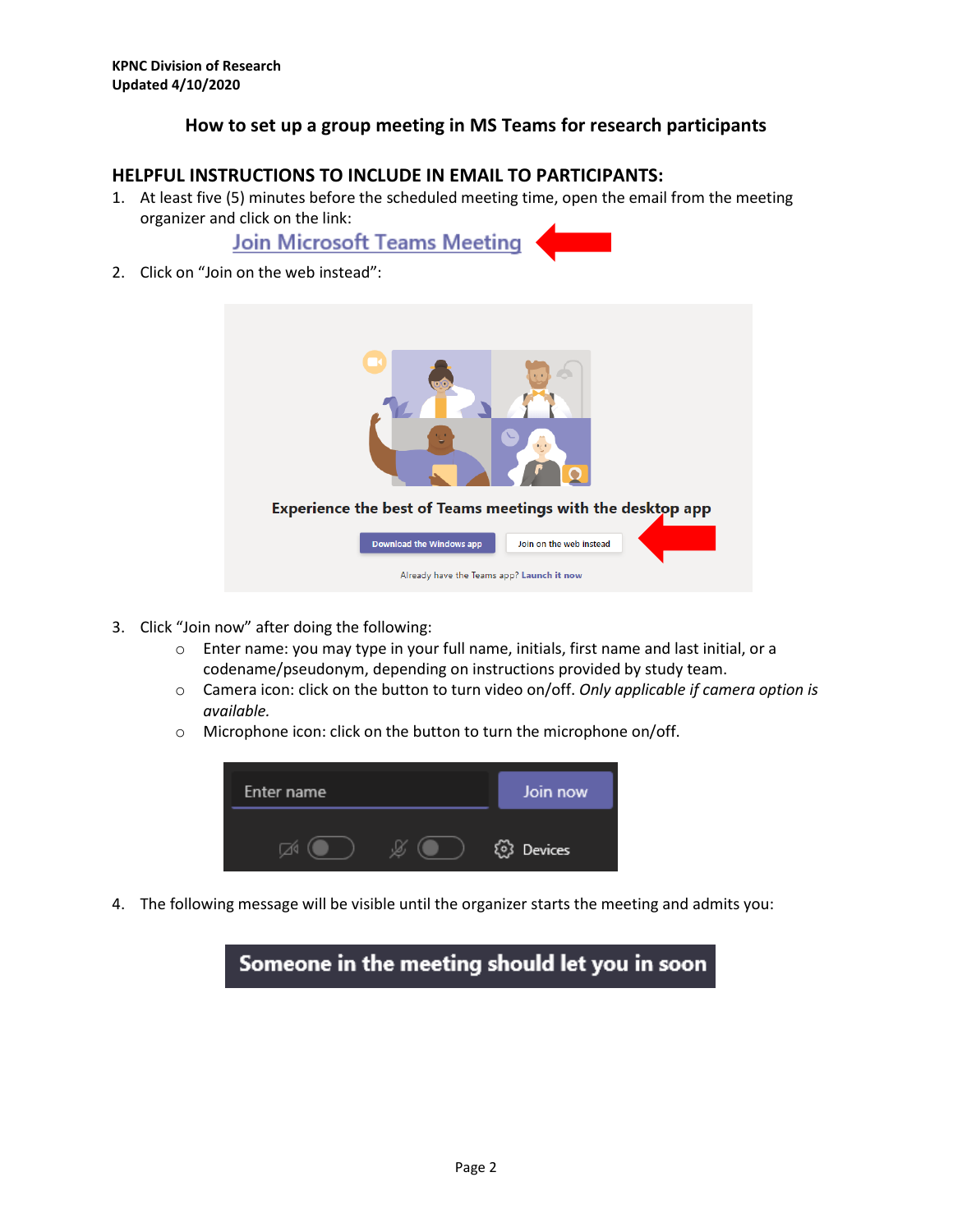KPNC Division of Research
Updated 4/10/2020

## How to set up a group meeting in MS Teams for research participants

### HELPFUL INSTRUCTIONS TO INCLUDE IN EMAIL TO PARTICIPANTS:

1. At least five (5) minutes before the scheduled meeting time, open the email from the meeting organizer and click on the link:

   Join Microsoft Teams Meeting

2. Click on "Join on the web instead":

   Experience the best of Teams meetings with the desktop app

   Download the Windows app | Join on the web instead

   Already have the Teams app? **Launch it now**

3. Click "Join now" after doing the following:
   - Enter name: you may type in your full name, initials, first name and last initial, or a codename/pseudonym, depending on instructions provided by study team.
   - Camera icon: click on the button to turn video on/off. *Only applicable if camera option is available.*
   - Microphone icon: click on the button to turn the microphone on/off.

   Enter name | Join now

   Devices

4. The following message will be visible until the organizer starts the meeting and admits you:

   **Someone in the meeting should let you in soon**